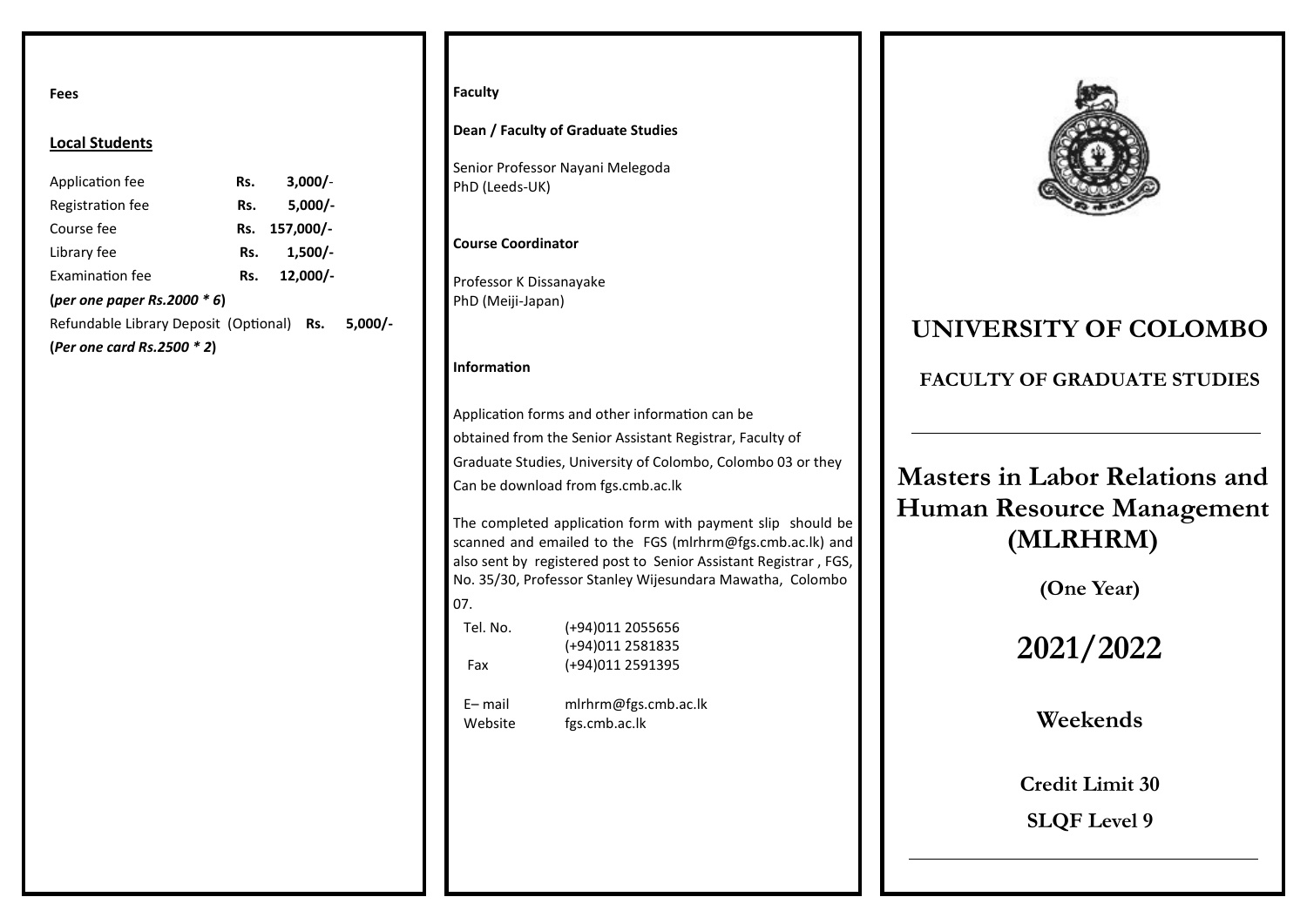**Fees**

**Local Students**

| | |
|---|---|
| Application fee | Rs. 3,000/- |
| Registration fee | Rs. 5,000/- |
| Course fee | Rs. 157,000/- |
| Library fee | Rs. 1,500/- |
| Examination fee | Rs. 12,000/- |
| (*per one paper Rs.2000 * 6*) | |
| Refundable Library Deposit (Optional) | Rs. 5,000/- |
| (*Per one card Rs.2500 * 2*) | |

**Faculty**

**Dean / Faculty of Graduate Studies**

Senior Professor Nayani Melegoda
PhD (Leeds-UK)

**Course Coordinator**

Professor K Dissanayake
PhD (Meiji-Japan)

**Information**

Application forms and other information can be obtained from the Senior Assistant Registrar, Faculty of Graduate Studies, University of Colombo, Colombo 03 or they Can be download from fgs.cmb.ac.lk

The completed application form with payment slip should be scanned and emailed to the FGS (mlrhrm@fgs.cmb.ac.lk) and also sent by registered post to Senior Assistant Registrar , FGS, No. 35/30, Professor Stanley Wijesundara Mawatha, Colombo 07.

| | |
|---|---|
| Tel. No. | (+94)011 2055656 |
| | (+94)011 2581835 |
| Fax | (+94)011 2591395 |
| E– mail | mlrhrm@fgs.cmb.ac.lk |
| Website | fgs.cmb.ac.lk |

# UNIVERSITY OF COLOMBO

## FACULTY OF GRADUATE STUDIES

# Masters in Labor Relations and Human Resource Management (MLRHRM)

**(One Year)**

## 2021/2022

**Weekends**

**Credit Limit 30**

**SLQF Level 9**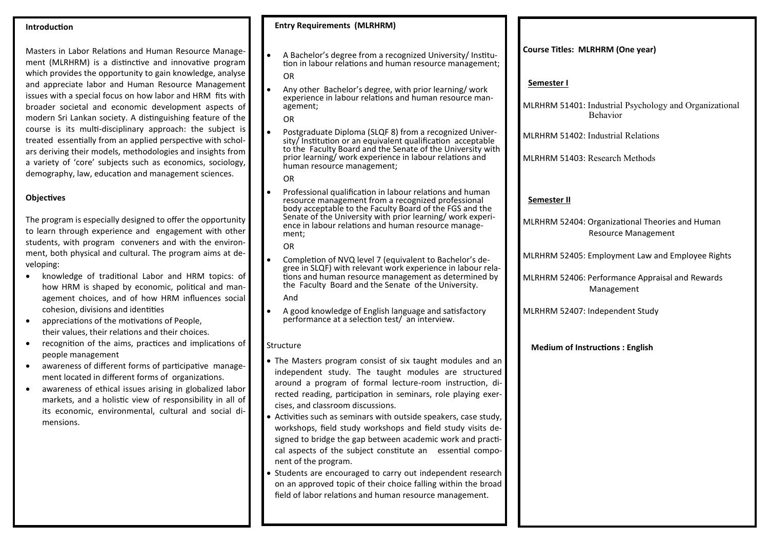## Introduction

Masters in Labor Relations and Human Resource Management (MLRHRM) is a distinctive and innovative program which provides the opportunity to gain knowledge, analyse and appreciate labor and Human Resource Management issues with a special focus on how labor and HRM fits with broader societal and economic development aspects of modern Sri Lankan society. A distinguishing feature of the course is its multi-disciplinary approach: the subject is treated essentially from an applied perspective with scholars deriving their models, methodologies and insights from a variety of 'core' subjects such as economics, sociology, demography, law, education and management sciences.

## Objectives

The program is especially designed to offer the opportunity to learn through experience and engagement with other students, with program conveners and with the environment, both physical and cultural. The program aims at developing:

- knowledge of traditional Labor and HRM topics: of how HRM is shaped by economic, political and management choices, and of how HRM influences social cohesion, divisions and identities
- appreciations of the motivations of People, their values, their relations and their choices.
- recognition of the aims, practices and implications of people management
- awareness of different forms of participative management located in different forms of organizations.
- awareness of ethical issues arising in globalized labor markets, and a holistic view of responsibility in all of its economic, environmental, cultural and social dimensions.

## Entry Requirements (MLRHRM)

- A Bachelor's degree from a recognized University/ Institution in labour relations and human resource management;

  OR

- Any other Bachelor's degree, with prior learning/ work experience in labour relations and human resource management;

  OR

- Postgraduate Diploma (SLQF 8) from a recognized University/ Institution or an equivalent qualification acceptable to the Faculty Board and the Senate of the University with prior learning/ work experience in labour relations and human resource management;

  OR

- Professional qualification in labour relations and human resource management from a recognized professional body acceptable to the Faculty Board of the FGS and the Senate of the University with prior learning/ work experience in labour relations and human resource management;

  OR

- Completion of NVQ level 7 (equivalent to Bachelor's degree in SLQF) with relevant work experience in labour relations and human resource management as determined by the Faculty Board and the Senate of the University.

  And

- A good knowledge of English language and satisfactory performance at a selection test/ an interview.

## Structure

- The Masters program consist of six taught modules and an independent study. The taught modules are structured around a program of formal lecture-room instruction, directed reading, participation in seminars, role playing exercises, and classroom discussions.
- Activities such as seminars with outside speakers, case study, workshops, field study workshops and field study visits designed to bridge the gap between academic work and practical aspects of the subject constitute an essential component of the program.
- Students are encouraged to carry out independent research on an approved topic of their choice falling within the broad field of labor relations and human resource management.

## Course Titles: MLRHRM (One year)

### Semester I

MLRHRM 51401: Industrial Psychology and Organizational Behavior

MLRHRM 51402: Industrial Relations

MLRHRM 51403: Research Methods

### Semester II

MLRHRM 52404: Organizational Theories and Human Resource Management

MLRHRM 52405: Employment Law and Employee Rights

MLRHRM 52406: Performance Appraisal and Rewards Management

MLRHRM 52407: Independent Study

**Medium of Instructions : English**